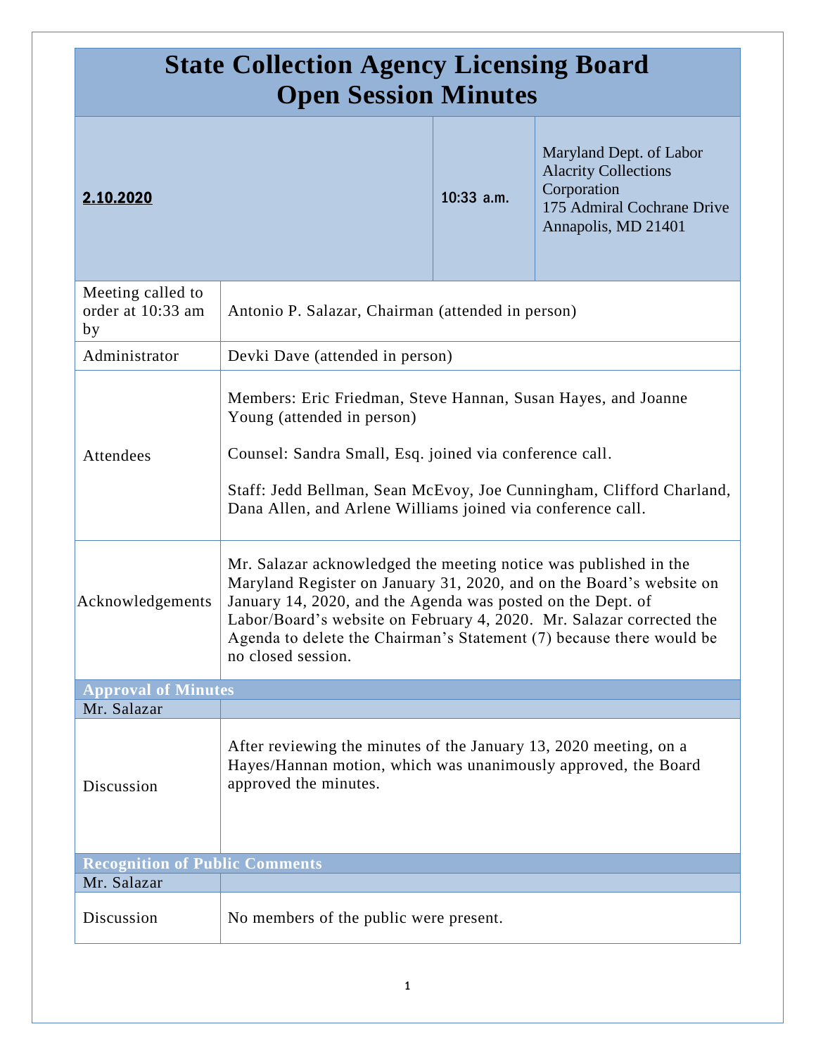# State Collection Agency Licensing Board
# Open Session Minutes

| **2.10.2020** | **10:33 a.m.** | Maryland Dept. of Labor<br>Alacrity Collections Corporation<br>175 Admiral Cochrane Drive<br>Annapolis, MD 21401 |
|---|---|---|

| | |
|---|---|
| Meeting called to order at 10:33 am by | Antonio P. Salazar, Chairman (attended in person) |
| Administrator | Devki Dave (attended in person) |
| Attendees | Members: Eric Friedman, Steve Hannan, Susan Hayes, and Joanne Young (attended in person)<br><br>Counsel: Sandra Small, Esq. joined via conference call.<br><br>Staff: Jedd Bellman, Sean McEvoy, Joe Cunningham, Clifford Charland, Dana Allen, and Arlene Williams joined via conference call. |
| Acknowledgements | Mr. Salazar acknowledged the meeting notice was published in the Maryland Register on January 31, 2020, and on the Board's website on January 14, 2020, and the Agenda was posted on the Dept. of Labor/Board's website on February 4, 2020. Mr. Salazar corrected the Agenda to delete the Chairman's Statement (7) because there would be no closed session. |

## Approval of Minutes

| Mr. Salazar | |
|---|---|
| Discussion | After reviewing the minutes of the January 13, 2020 meeting, on a Hayes/Hannan motion, which was unanimously approved, the Board approved the minutes. |

## Recognition of Public Comments

| Mr. Salazar | |
|---|---|
| Discussion | No members of the public were present. |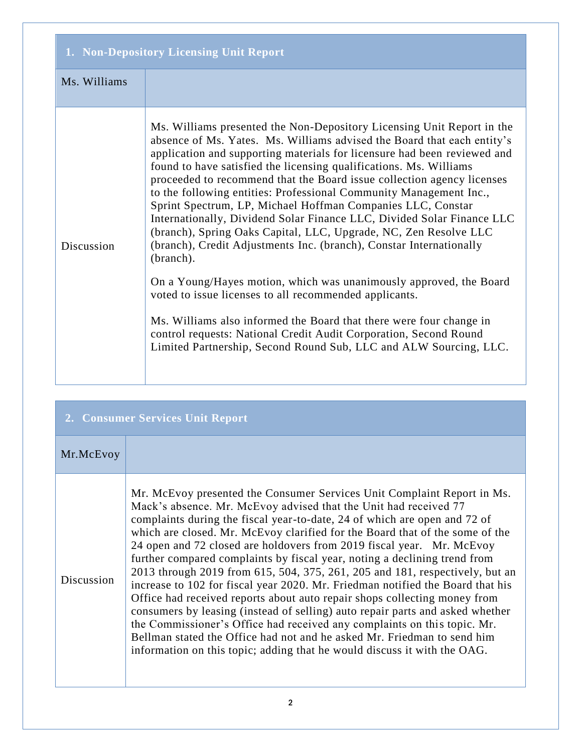## 1. Non-Depository Licensing Unit Report

| Ms. Williams | |
|---|---|
| Discussion | Ms. Williams presented the Non-Depository Licensing Unit Report in the absence of Ms. Yates. Ms. Williams advised the Board that each entity's application and supporting materials for licensure had been reviewed and found to have satisfied the licensing qualifications. Ms. Williams proceeded to recommend that the Board issue collection agency licenses to the following entities: Professional Community Management Inc., Sprint Spectrum, LP, Michael Hoffman Companies LLC, Constar Internationally, Dividend Solar Finance LLC, Divided Solar Finance LLC (branch), Spring Oaks Capital, LLC, Upgrade, NC, Zen Resolve LLC (branch), Credit Adjustments Inc. (branch), Constar Internationally (branch).<br><br>On a Young/Hayes motion, which was unanimously approved, the Board voted to issue licenses to all recommended applicants.<br><br>Ms. Williams also informed the Board that there were four change in control requests: National Credit Audit Corporation, Second Round Limited Partnership, Second Round Sub, LLC and ALW Sourcing, LLC. |

## 2. Consumer Services Unit Report

| Mr.McEvoy | |
|---|---|
| Discussion | Mr. McEvoy presented the Consumer Services Unit Complaint Report in Ms. Mack's absence. Mr. McEvoy advised that the Unit had received 77 complaints during the fiscal year-to-date, 24 of which are open and 72 of which are closed. Mr. McEvoy clarified for the Board that of the some of the 24 open and 72 closed are holdovers from 2019 fiscal year. Mr. McEvoy further compared complaints by fiscal year, noting a declining trend from 2013 through 2019 from 615, 504, 375, 261, 205 and 181, respectively, but an increase to 102 for fiscal year 2020. Mr. Friedman notified the Board that his Office had received reports about auto repair shops collecting money from consumers by leasing (instead of selling) auto repair parts and asked whether the Commissioner's Office had received any complaints on this topic. Mr. Bellman stated the Office had not and he asked Mr. Friedman to send him information on this topic; adding that he would discuss it with the OAG. |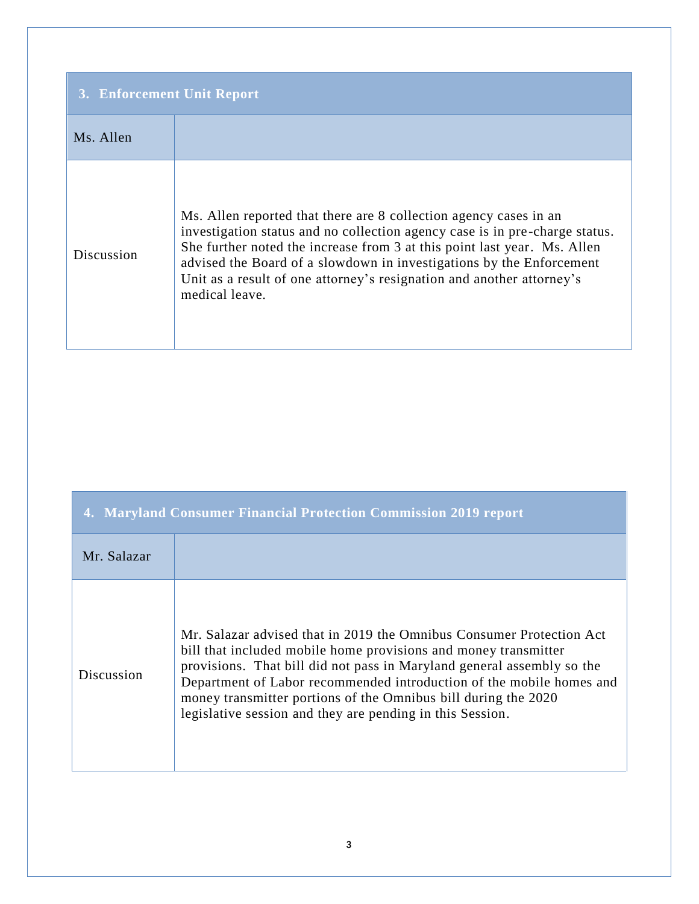| 3. Enforcement Unit Report | |
|---|---|
| Ms. Allen | |
| Discussion | Ms. Allen reported that there are 8 collection agency cases in an investigation status and no collection agency case is in pre-charge status. She further noted the increase from 3 at this point last year. Ms. Allen advised the Board of a slowdown in investigations by the Enforcement Unit as a result of one attorney's resignation and another attorney's medical leave. |

| 4. Maryland Consumer Financial Protection Commission 2019 report | |
|---|---|
| Mr. Salazar | |
| Discussion | Mr. Salazar advised that in 2019 the Omnibus Consumer Protection Act bill that included mobile home provisions and money transmitter provisions. That bill did not pass in Maryland general assembly so the Department of Labor recommended introduction of the mobile homes and money transmitter portions of the Omnibus bill during the 2020 legislative session and they are pending in this Session. |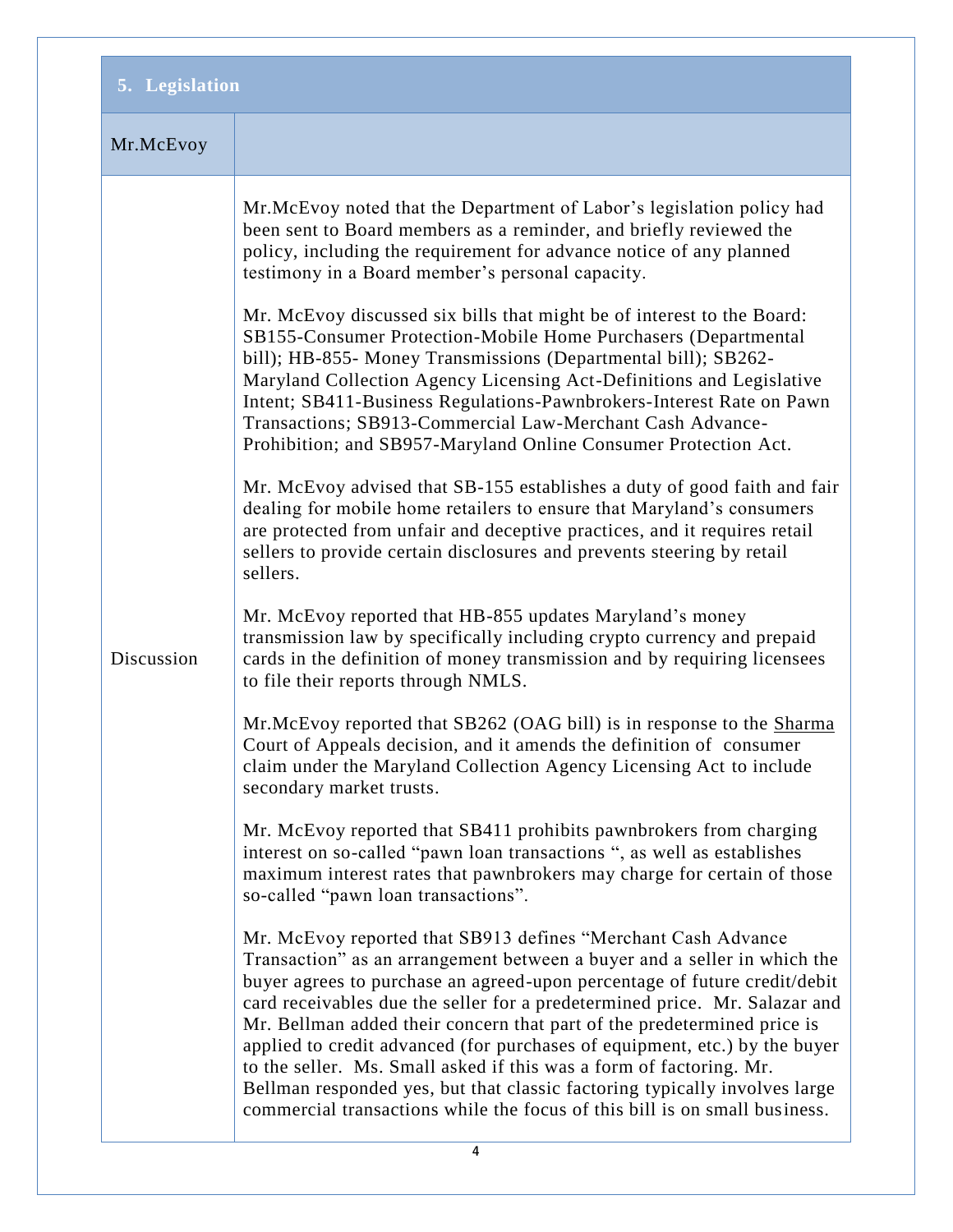| 5. Legislation | |
|---|---|
| Mr.McEvoy | |
| Discussion | Mr.McEvoy noted that the Department of Labor's legislation policy had been sent to Board members as a reminder, and briefly reviewed the policy, including the requirement for advance notice of any planned testimony in a Board member's personal capacity.<br><br>Mr. McEvoy discussed six bills that might be of interest to the Board: SB155-Consumer Protection-Mobile Home Purchasers (Departmental bill); HB-855- Money Transmissions (Departmental bill); SB262-Maryland Collection Agency Licensing Act-Definitions and Legislative Intent; SB411-Business Regulations-Pawnbrokers-Interest Rate on Pawn Transactions; SB913-Commercial Law-Merchant Cash Advance-Prohibition; and SB957-Maryland Online Consumer Protection Act.<br><br>Mr. McEvoy advised that SB-155 establishes a duty of good faith and fair dealing for mobile home retailers to ensure that Maryland's consumers are protected from unfair and deceptive practices, and it requires retail sellers to provide certain disclosures and prevents steering by retail sellers.<br><br>Mr. McEvoy reported that HB-855 updates Maryland's money transmission law by specifically including crypto currency and prepaid cards in the definition of money transmission and by requiring licensees to file their reports through NMLS.<br><br>Mr.McEvoy reported that SB262 (OAG bill) is in response to the <u>Sharma</u> Court of Appeals decision, and it amends the definition of consumer claim under the Maryland Collection Agency Licensing Act to include secondary market trusts.<br><br>Mr. McEvoy reported that SB411 prohibits pawnbrokers from charging interest on so-called "pawn loan transactions ", as well as establishes maximum interest rates that pawnbrokers may charge for certain of those so-called "pawn loan transactions".<br><br>Mr. McEvoy reported that SB913 defines "Merchant Cash Advance Transaction" as an arrangement between a buyer and a seller in which the buyer agrees to purchase an agreed-upon percentage of future credit/debit card receivables due the seller for a predetermined price. Mr. Salazar and Mr. Bellman added their concern that part of the predetermined price is applied to credit advanced (for purchases of equipment, etc.) by the buyer to the seller. Ms. Small asked if this was a form of factoring. Mr. Bellman responded yes, but that classic factoring typically involves large commercial transactions while the focus of this bill is on small business. |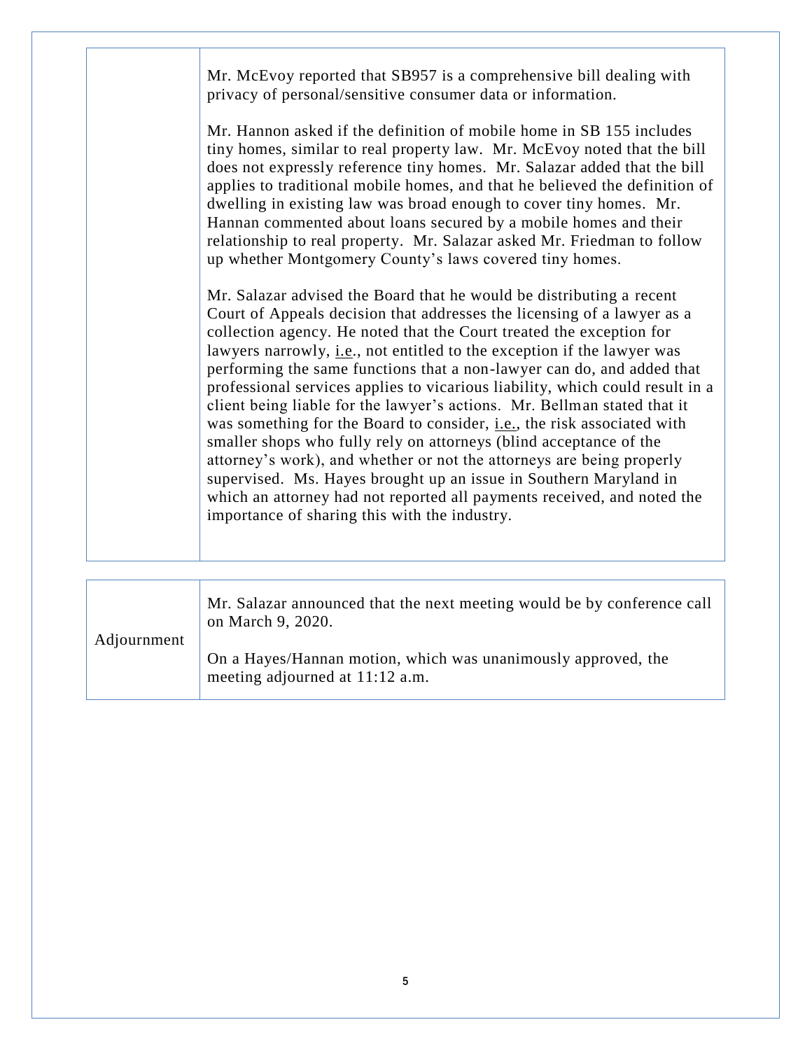| | |
|---|---|
| | Mr. McEvoy reported that SB957 is a comprehensive bill dealing with privacy of personal/sensitive consumer data or information.<br><br>Mr. Hannon asked if the definition of mobile home in SB 155 includes tiny homes, similar to real property law. Mr. McEvoy noted that the bill does not expressly reference tiny homes. Mr. Salazar added that the bill applies to traditional mobile homes, and that he believed the definition of dwelling in existing law was broad enough to cover tiny homes. Mr. Hannan commented about loans secured by a mobile homes and their relationship to real property. Mr. Salazar asked Mr. Friedman to follow up whether Montgomery County's laws covered tiny homes.<br><br>Mr. Salazar advised the Board that he would be distributing a recent Court of Appeals decision that addresses the licensing of a lawyer as a collection agency. He noted that the Court treated the exception for lawyers narrowly, i.e., not entitled to the exception if the lawyer was performing the same functions that a non-lawyer can do, and added that professional services applies to vicarious liability, which could result in a client being liable for the lawyer's actions. Mr. Bellman stated that it was something for the Board to consider, i.e., the risk associated with smaller shops who fully rely on attorneys (blind acceptance of the attorney's work), and whether or not the attorneys are being properly supervised. Ms. Hayes brought up an issue in Southern Maryland in which an attorney had not reported all payments received, and noted the importance of sharing this with the industry. |

| | |
|---|---|
| Adjournment | Mr. Salazar announced that the next meeting would be by conference call on March 9, 2020.<br><br>On a Hayes/Hannan motion, which was unanimously approved, the meeting adjourned at 11:12 a.m. |